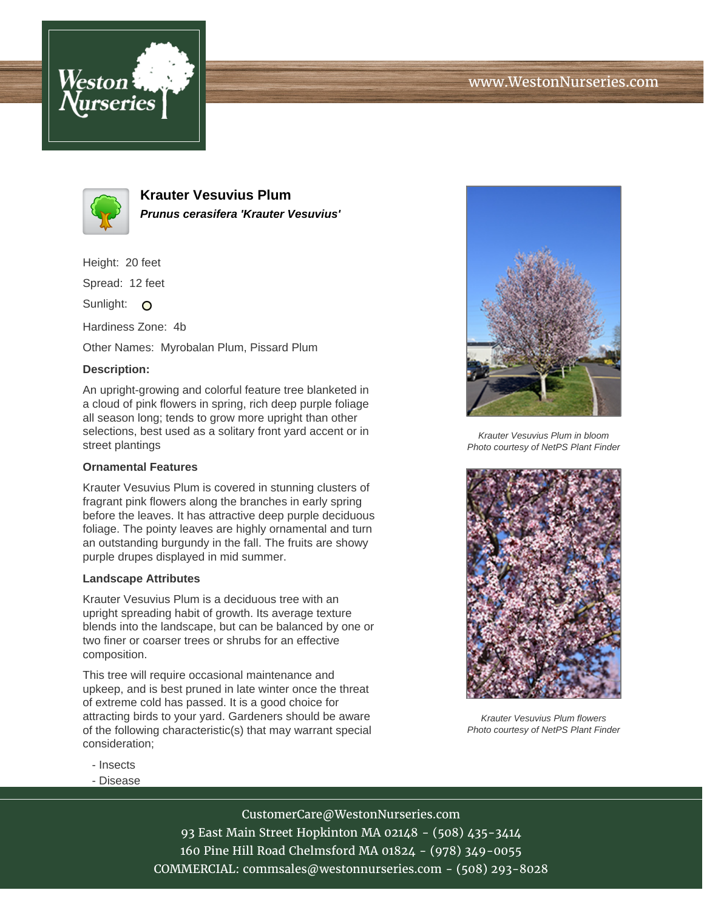# Krauter Vesuvius Plum

***Prunus cerasifera 'Krauter Vesuvius'***

Height: 20 feet

Spread: 12 feet

Sunlight:

Hardiness Zone: 4b

Other Names: Myrobalan Plum, Pissard Plum

**Description:**

An upright-growing and colorful feature tree blanketed in a cloud of pink flowers in spring, rich deep purple foliage all season long; tends to grow more upright than other selections, best used as a solitary front yard accent or in street plantings

### Ornamental Features

Krauter Vesuvius Plum is covered in stunning clusters of fragrant pink flowers along the branches in early spring before the leaves. It has attractive deep purple deciduous foliage. The pointy leaves are highly ornamental and turn an outstanding burgundy in the fall. The fruits are showy purple drupes displayed in mid summer.

### Landscape Attributes

Krauter Vesuvius Plum is a deciduous tree with an upright spreading habit of growth. Its average texture blends into the landscape, but can be balanced by one or two finer or coarser trees or shrubs for an effective composition.

This tree will require occasional maintenance and upkeep, and is best pruned in late winter once the threat of extreme cold has passed. It is a good choice for attracting birds to your yard. Gardeners should be aware of the following characteristic(s) that may warrant special consideration;

- Insects
- Disease

*Krauter Vesuvius Plum in bloom*
*Photo courtesy of NetPS Plant Finder*

*Krauter Vesuvius Plum flowers*
*Photo courtesy of NetPS Plant Finder*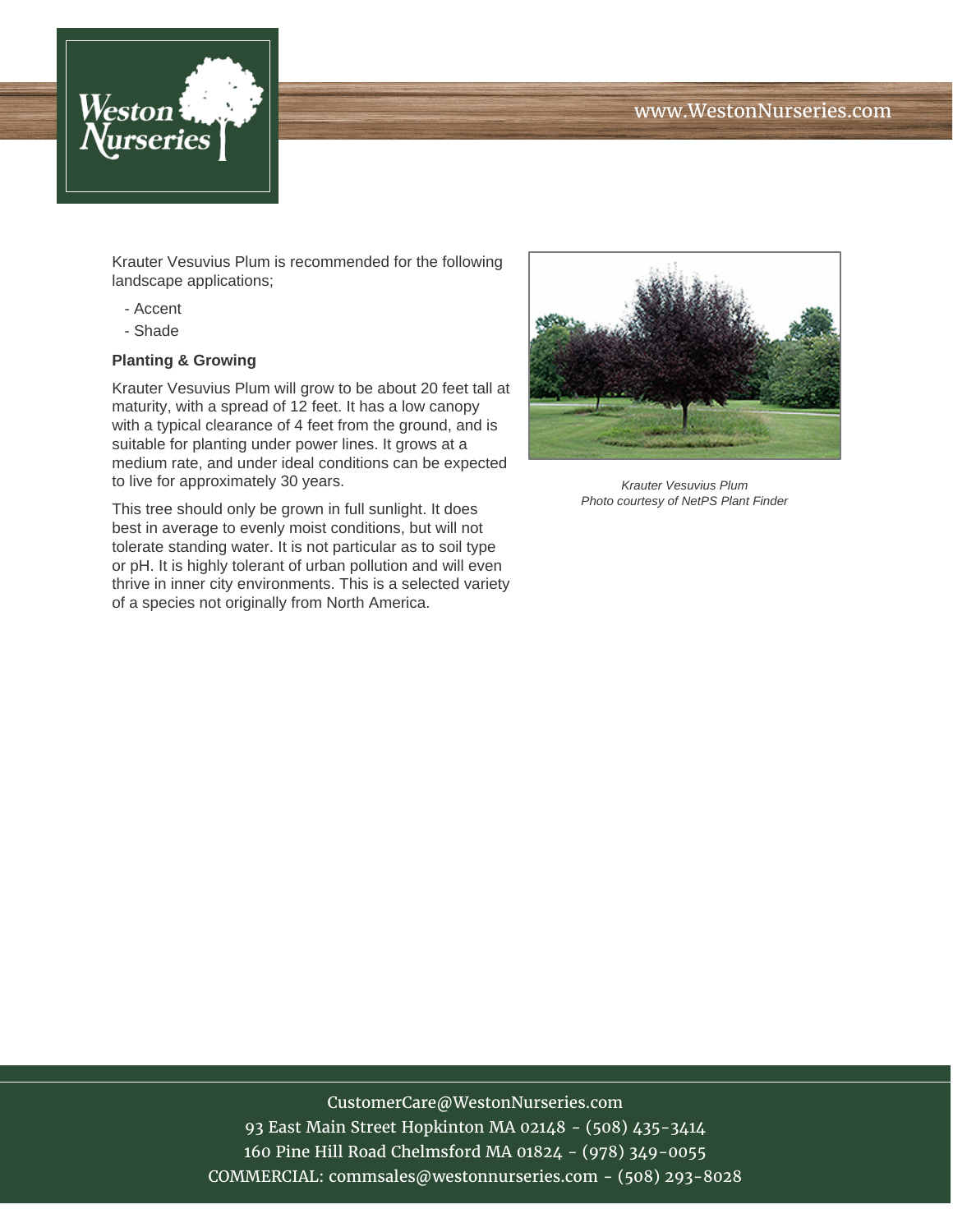Krauter Vesuvius Plum is recommended for the following landscape applications;

- Accent
- Shade

**Planting & Growing**

Krauter Vesuvius Plum will grow to be about 20 feet tall at maturity, with a spread of 12 feet. It has a low canopy with a typical clearance of 4 feet from the ground, and is suitable for planting under power lines. It grows at a medium rate, and under ideal conditions can be expected to live for approximately 30 years.

This tree should only be grown in full sunlight. It does best in average to evenly moist conditions, but will not tolerate standing water. It is not particular as to soil type or pH. It is highly tolerant of urban pollution and will even thrive in inner city environments. This is a selected variety of a species not originally from North America.

*Krauter Vesuvius Plum*
*Photo courtesy of NetPS Plant Finder*